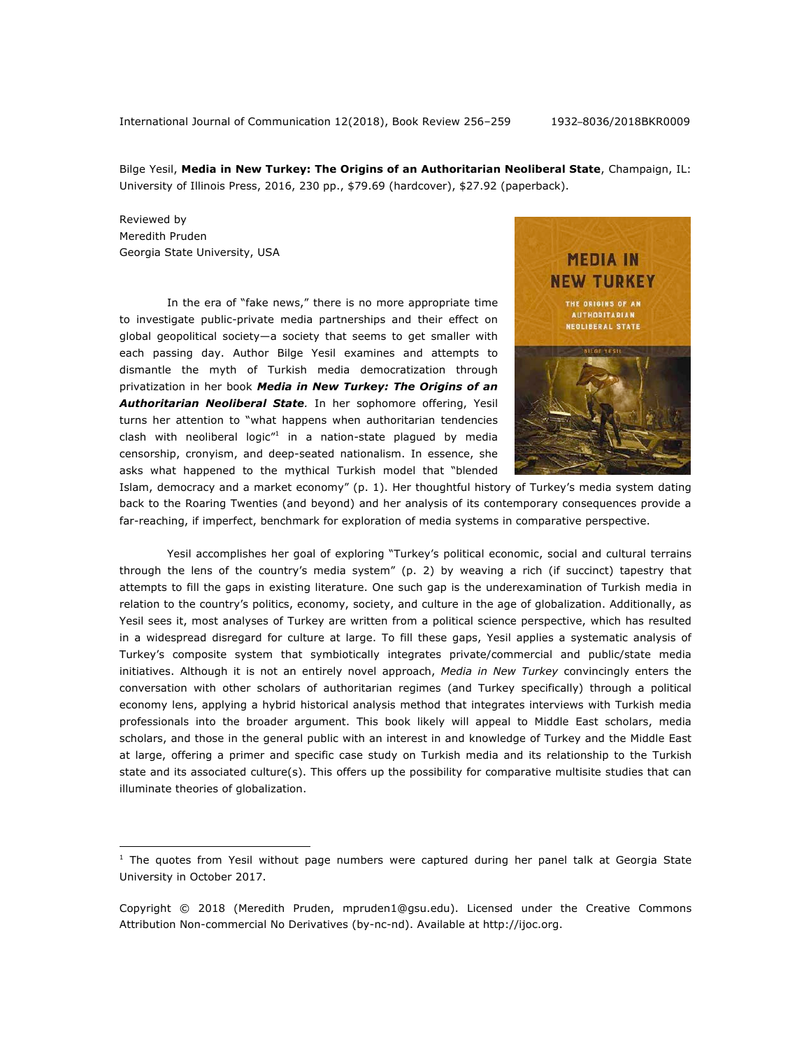Bilge Yesil, **Media in New Turkey: The Origins of an Authoritarian Neoliberal State**, Champaign, IL: University of Illinois Press, 2016, 230 pp., $79.69 (hardcover), $27.92 (paperback).

Reviewed by
Meredith Pruden
Georgia State University, USA

In the era of "fake news," there is no more appropriate time to investigate public-private media partnerships and their effect on global geopolitical society—a society that seems to get smaller with each passing day. Author Bilge Yesil examines and attempts to dismantle the myth of Turkish media democratization through privatization in her book ***Media in New Turkey: The Origins of an Authoritarian Neoliberal State.*** In her sophomore offering, Yesil turns her attention to "what happens when authoritarian tendencies clash with neoliberal logic"[1] in a nation-state plagued by media censorship, cronyism, and deep-seated nationalism. In essence, she asks what happened to the mythical Turkish model that "blended Islam, democracy and a market economy" (p. 1). Her thoughtful history of Turkey's media system dating back to the Roaring Twenties (and beyond) and her analysis of its contemporary consequences provide a far-reaching, if imperfect, benchmark for exploration of media systems in comparative perspective.

Yesil accomplishes her goal of exploring "Turkey's political economic, social and cultural terrains through the lens of the country's media system" (p. 2) by weaving a rich (if succinct) tapestry that attempts to fill the gaps in existing literature. One such gap is the underexamination of Turkish media in relation to the country's politics, economy, society, and culture in the age of globalization. Additionally, as Yesil sees it, most analyses of Turkey are written from a political science perspective, which has resulted in a widespread disregard for culture at large. To fill these gaps, Yesil applies a systematic analysis of Turkey's composite system that symbiotically integrates private/commercial and public/state media initiatives. Although it is not an entirely novel approach, *Media in New Turkey* convincingly enters the conversation with other scholars of authoritarian regimes (and Turkey specifically) through a political economy lens, applying a hybrid historical analysis method that integrates interviews with Turkish media professionals into the broader argument. This book likely will appeal to Middle East scholars, media scholars, and those in the general public with an interest in and knowledge of Turkey and the Middle East at large, offering a primer and specific case study on Turkish media and its relationship to the Turkish state and its associated culture(s). This offers up the possibility for comparative multisite studies that can illuminate theories of globalization.

[1] The quotes from Yesil without page numbers were captured during her panel talk at Georgia State University in October 2017.

Copyright © 2018 (Meredith Pruden, mpruden1@gsu.edu). Licensed under the Creative Commons Attribution Non-commercial No Derivatives (by-nc-nd). Available at http://ijoc.org.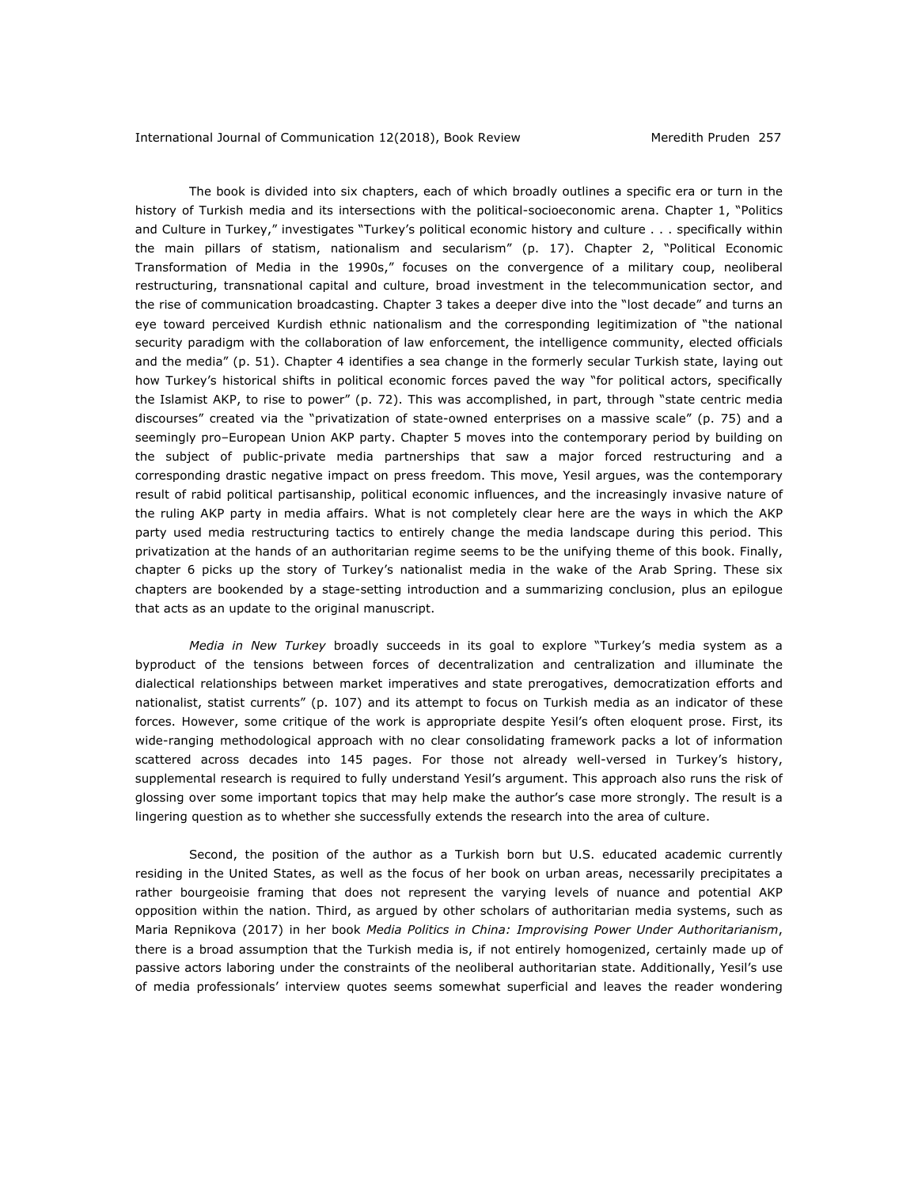The book is divided into six chapters, each of which broadly outlines a specific era or turn in the history of Turkish media and its intersections with the political-socioeconomic arena. Chapter 1, "Politics and Culture in Turkey," investigates "Turkey's political economic history and culture . . . specifically within the main pillars of statism, nationalism and secularism" (p. 17). Chapter 2, "Political Economic Transformation of Media in the 1990s," focuses on the convergence of a military coup, neoliberal restructuring, transnational capital and culture, broad investment in the telecommunication sector, and the rise of communication broadcasting. Chapter 3 takes a deeper dive into the "lost decade" and turns an eye toward perceived Kurdish ethnic nationalism and the corresponding legitimization of "the national security paradigm with the collaboration of law enforcement, the intelligence community, elected officials and the media" (p. 51). Chapter 4 identifies a sea change in the formerly secular Turkish state, laying out how Turkey's historical shifts in political economic forces paved the way "for political actors, specifically the Islamist AKP, to rise to power" (p. 72). This was accomplished, in part, through "state centric media discourses" created via the "privatization of state-owned enterprises on a massive scale" (p. 75) and a seemingly pro–European Union AKP party. Chapter 5 moves into the contemporary period by building on the subject of public-private media partnerships that saw a major forced restructuring and a corresponding drastic negative impact on press freedom. This move, Yesil argues, was the contemporary result of rabid political partisanship, political economic influences, and the increasingly invasive nature of the ruling AKP party in media affairs. What is not completely clear here are the ways in which the AKP party used media restructuring tactics to entirely change the media landscape during this period. This privatization at the hands of an authoritarian regime seems to be the unifying theme of this book. Finally, chapter 6 picks up the story of Turkey's nationalist media in the wake of the Arab Spring. These six chapters are bookended by a stage-setting introduction and a summarizing conclusion, plus an epilogue that acts as an update to the original manuscript.

*Media in New Turkey* broadly succeeds in its goal to explore "Turkey's media system as a byproduct of the tensions between forces of decentralization and centralization and illuminate the dialectical relationships between market imperatives and state prerogatives, democratization efforts and nationalist, statist currents" (p. 107) and its attempt to focus on Turkish media as an indicator of these forces. However, some critique of the work is appropriate despite Yesil's often eloquent prose. First, its wide-ranging methodological approach with no clear consolidating framework packs a lot of information scattered across decades into 145 pages. For those not already well-versed in Turkey's history, supplemental research is required to fully understand Yesil's argument. This approach also runs the risk of glossing over some important topics that may help make the author's case more strongly. The result is a lingering question as to whether she successfully extends the research into the area of culture.

Second, the position of the author as a Turkish born but U.S. educated academic currently residing in the United States, as well as the focus of her book on urban areas, necessarily precipitates a rather bourgeoisie framing that does not represent the varying levels of nuance and potential AKP opposition within the nation. Third, as argued by other scholars of authoritarian media systems, such as Maria Repnikova (2017) in her book *Media Politics in China: Improvising Power Under Authoritarianism*, there is a broad assumption that the Turkish media is, if not entirely homogenized, certainly made up of passive actors laboring under the constraints of the neoliberal authoritarian state. Additionally, Yesil's use of media professionals' interview quotes seems somewhat superficial and leaves the reader wondering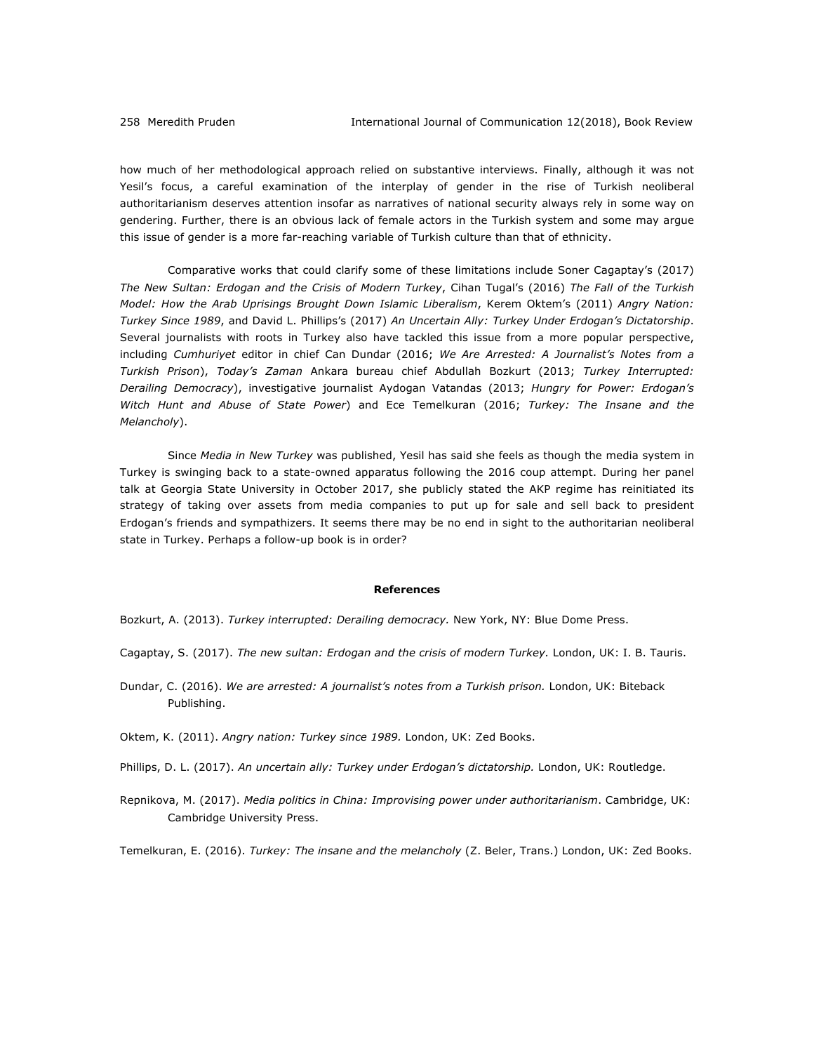how much of her methodological approach relied on substantive interviews. Finally, although it was not Yesil's focus, a careful examination of the interplay of gender in the rise of Turkish neoliberal authoritarianism deserves attention insofar as narratives of national security always rely in some way on gendering. Further, there is an obvious lack of female actors in the Turkish system and some may argue this issue of gender is a more far-reaching variable of Turkish culture than that of ethnicity.

Comparative works that could clarify some of these limitations include Soner Cagaptay's (2017) *The New Sultan: Erdogan and the Crisis of Modern Turkey*, Cihan Tugal's (2016) *The Fall of the Turkish Model: How the Arab Uprisings Brought Down Islamic Liberalism*, Kerem Oktem's (2011) *Angry Nation: Turkey Since 1989*, and David L. Phillips's (2017) *An Uncertain Ally: Turkey Under Erdogan's Dictatorship*. Several journalists with roots in Turkey also have tackled this issue from a more popular perspective, including *Cumhuriyet* editor in chief Can Dundar (2016; *We Are Arrested: A Journalist's Notes from a Turkish Prison*), *Today's Zaman* Ankara bureau chief Abdullah Bozkurt (2013; *Turkey Interrupted: Derailing Democracy*), investigative journalist Aydogan Vatandas (2013; *Hungry for Power: Erdogan's Witch Hunt and Abuse of State Power*) and Ece Temelkuran (2016; *Turkey: The Insane and the Melancholy*).

Since *Media in New Turkey* was published, Yesil has said she feels as though the media system in Turkey is swinging back to a state-owned apparatus following the 2016 coup attempt. During her panel talk at Georgia State University in October 2017, she publicly stated the AKP regime has reinitiated its strategy of taking over assets from media companies to put up for sale and sell back to president Erdogan's friends and sympathizers. It seems there may be no end in sight to the authoritarian neoliberal state in Turkey. Perhaps a follow-up book is in order?

## References

Bozkurt, A. (2013). *Turkey interrupted: Derailing democracy.* New York, NY: Blue Dome Press.

Cagaptay, S. (2017). *The new sultan: Erdogan and the crisis of modern Turkey.* London, UK: I. B. Tauris.

Dundar, C. (2016). *We are arrested: A journalist's notes from a Turkish prison.* London, UK: Biteback Publishing.

Oktem, K. (2011). *Angry nation: Turkey since 1989.* London, UK: Zed Books.

Phillips, D. L. (2017). *An uncertain ally: Turkey under Erdogan's dictatorship.* London, UK: Routledge.

Repnikova, M. (2017). *Media politics in China: Improvising power under authoritarianism*. Cambridge, UK: Cambridge University Press.

Temelkuran, E. (2016). *Turkey: The insane and the melancholy* (Z. Beler, Trans.) London, UK: Zed Books.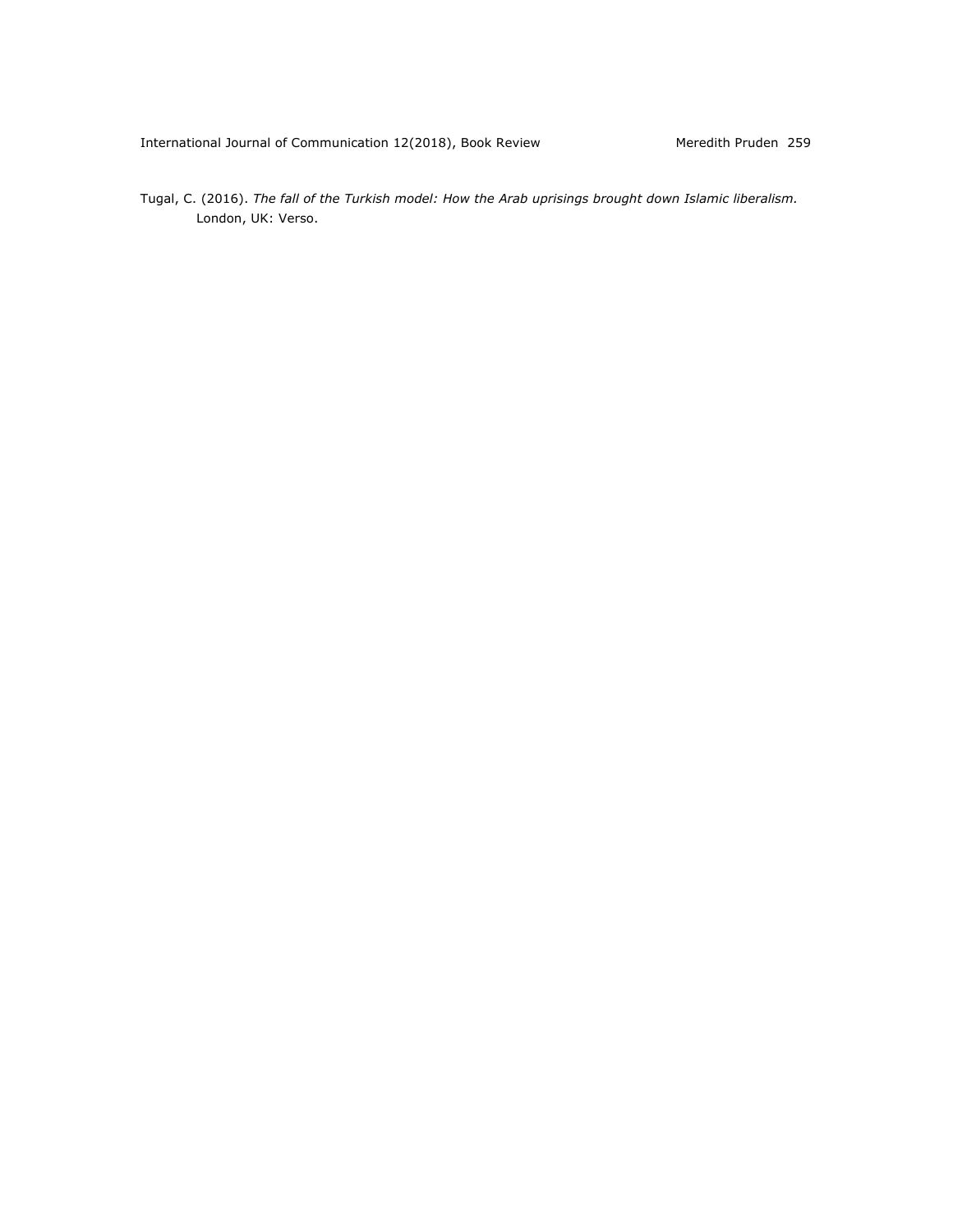Tugal, C. (2016). *The fall of the Turkish model: How the Arab uprisings brought down Islamic liberalism.* London, UK: Verso.